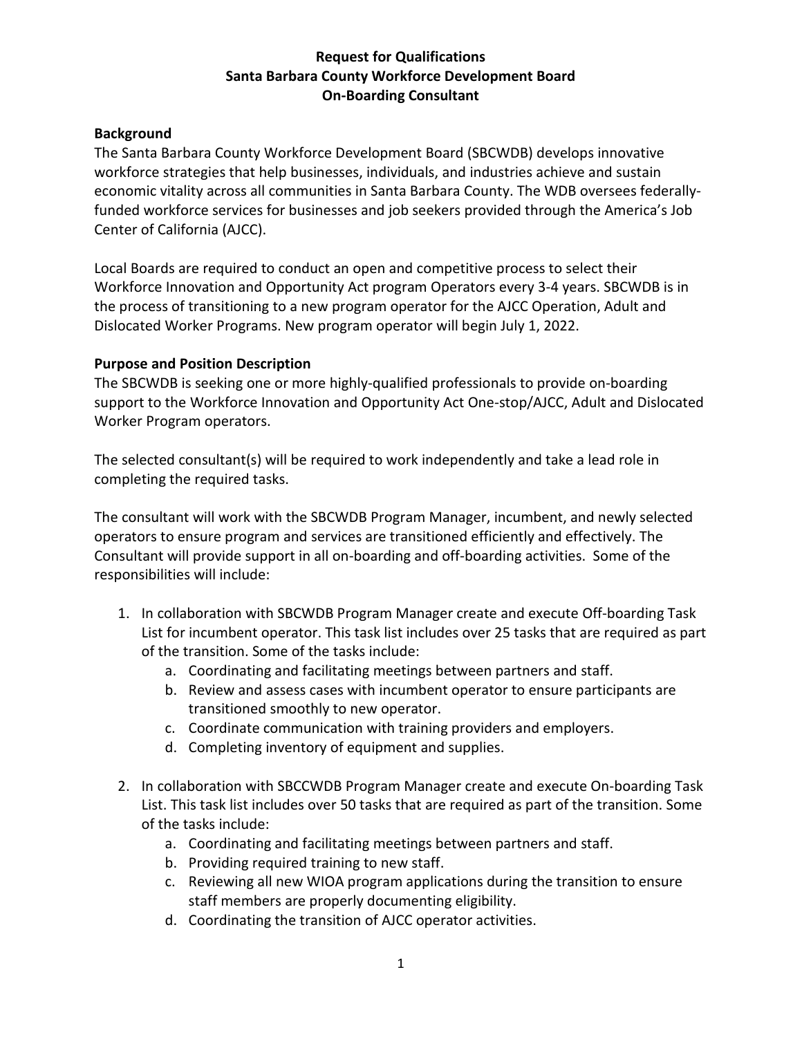# Request for Qualifications
# Santa Barbara County Workforce Development Board
# On-Boarding Consultant

## Background

The Santa Barbara County Workforce Development Board (SBCWDB) develops innovative workforce strategies that help businesses, individuals, and industries achieve and sustain economic vitality across all communities in Santa Barbara County. The WDB oversees federally-funded workforce services for businesses and job seekers provided through the America's Job Center of California (AJCC).

Local Boards are required to conduct an open and competitive process to select their Workforce Innovation and Opportunity Act program Operators every 3-4 years. SBCWDB is in the process of transitioning to a new program operator for the AJCC Operation, Adult and Dislocated Worker Programs. New program operator will begin July 1, 2022.

## Purpose and Position Description

The SBCWDB is seeking one or more highly-qualified professionals to provide on-boarding support to the Workforce Innovation and Opportunity Act One-stop/AJCC, Adult and Dislocated Worker Program operators.

The selected consultant(s) will be required to work independently and take a lead role in completing the required tasks.

The consultant will work with the SBCWDB Program Manager, incumbent, and newly selected operators to ensure program and services are transitioned efficiently and effectively. The Consultant will provide support in all on-boarding and off-boarding activities. Some of the responsibilities will include:

1. In collaboration with SBCWDB Program Manager create and execute Off-boarding Task List for incumbent operator. This task list includes over 25 tasks that are required as part of the transition. Some of the tasks include:
   a. Coordinating and facilitating meetings between partners and staff.
   b. Review and assess cases with incumbent operator to ensure participants are transitioned smoothly to new operator.
   c. Coordinate communication with training providers and employers.
   d. Completing inventory of equipment and supplies.

2. In collaboration with SBCCWDB Program Manager create and execute On-boarding Task List. This task list includes over 50 tasks that are required as part of the transition. Some of the tasks include:
   a. Coordinating and facilitating meetings between partners and staff.
   b. Providing required training to new staff.
   c. Reviewing all new WIOA program applications during the transition to ensure staff members are properly documenting eligibility.
   d. Coordinating the transition of AJCC operator activities.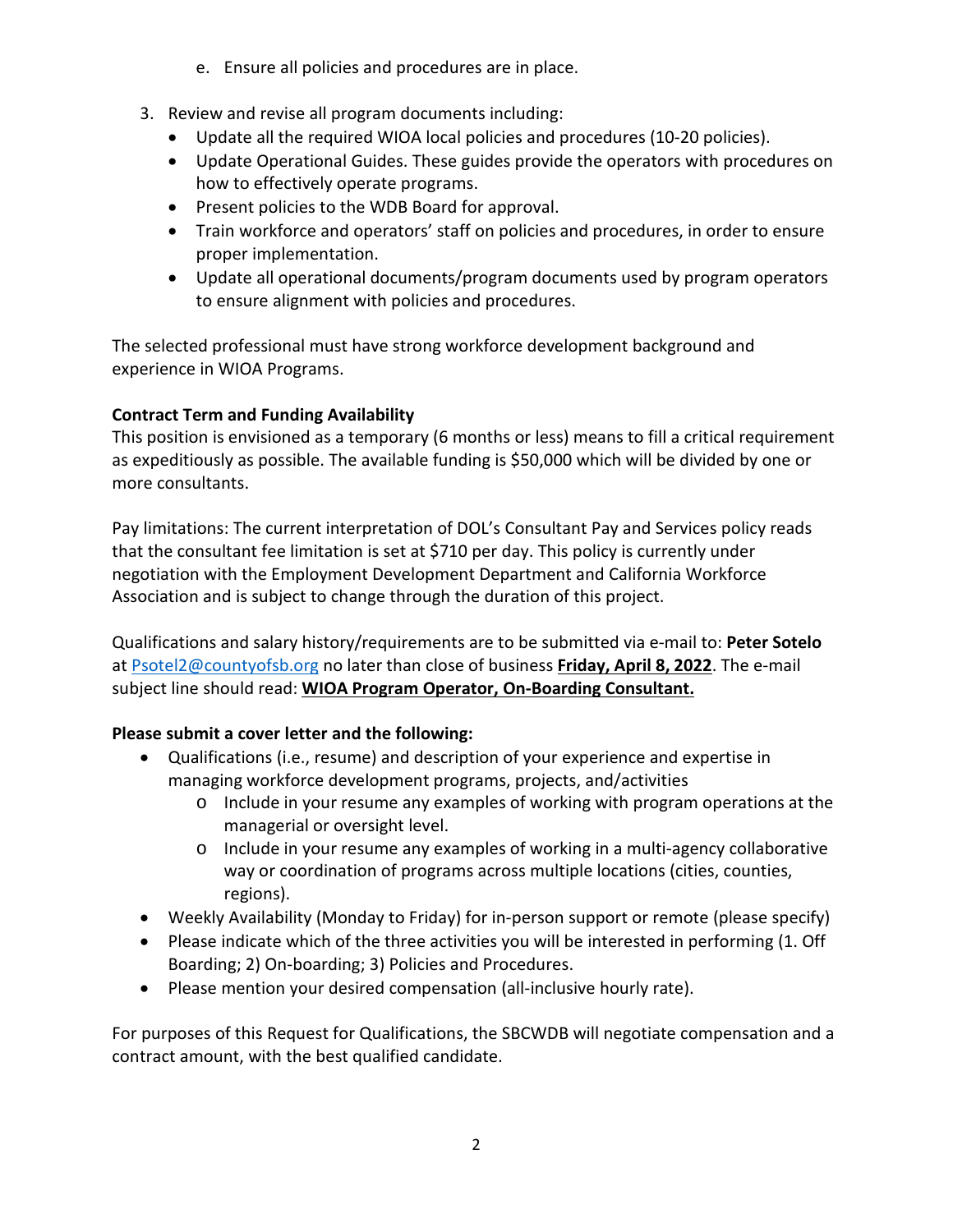e. Ensure all policies and procedures are in place.

3. Review and revise all program documents including:
   - Update all the required WIOA local policies and procedures (10-20 policies).
   - Update Operational Guides. These guides provide the operators with procedures on how to effectively operate programs.
   - Present policies to the WDB Board for approval.
   - Train workforce and operators' staff on policies and procedures, in order to ensure proper implementation.
   - Update all operational documents/program documents used by program operators to ensure alignment with policies and procedures.

The selected professional must have strong workforce development background and experience in WIOA Programs.

**Contract Term and Funding Availability**

This position is envisioned as a temporary (6 months or less) means to fill a critical requirement as expeditiously as possible. The available funding is $50,000 which will be divided by one or more consultants.

Pay limitations: The current interpretation of DOL's Consultant Pay and Services policy reads that the consultant fee limitation is set at $710 per day. This policy is currently under negotiation with the Employment Development Department and California Workforce Association and is subject to change through the duration of this project.

Qualifications and salary history/requirements are to be submitted via e-mail to: **Peter Sotelo** at [Psotel2@countyofsb.org](mailto:Psotel2@countyofsb.org) no later than close of business **Friday, April 8, 2022**. The e-mail subject line should read: **WIOA Program Operator, On-Boarding Consultant.**

**Please submit a cover letter and the following:**

- Qualifications (i.e., resume) and description of your experience and expertise in managing workforce development programs, projects, and/activities
  - Include in your resume any examples of working with program operations at the managerial or oversight level.
  - Include in your resume any examples of working in a multi-agency collaborative way or coordination of programs across multiple locations (cities, counties, regions).
- Weekly Availability (Monday to Friday) for in-person support or remote (please specify)
- Please indicate which of the three activities you will be interested in performing (1. Off Boarding; 2) On-boarding; 3) Policies and Procedures.
- Please mention your desired compensation (all-inclusive hourly rate).

For purposes of this Request for Qualifications, the SBCWDB will negotiate compensation and a contract amount, with the best qualified candidate.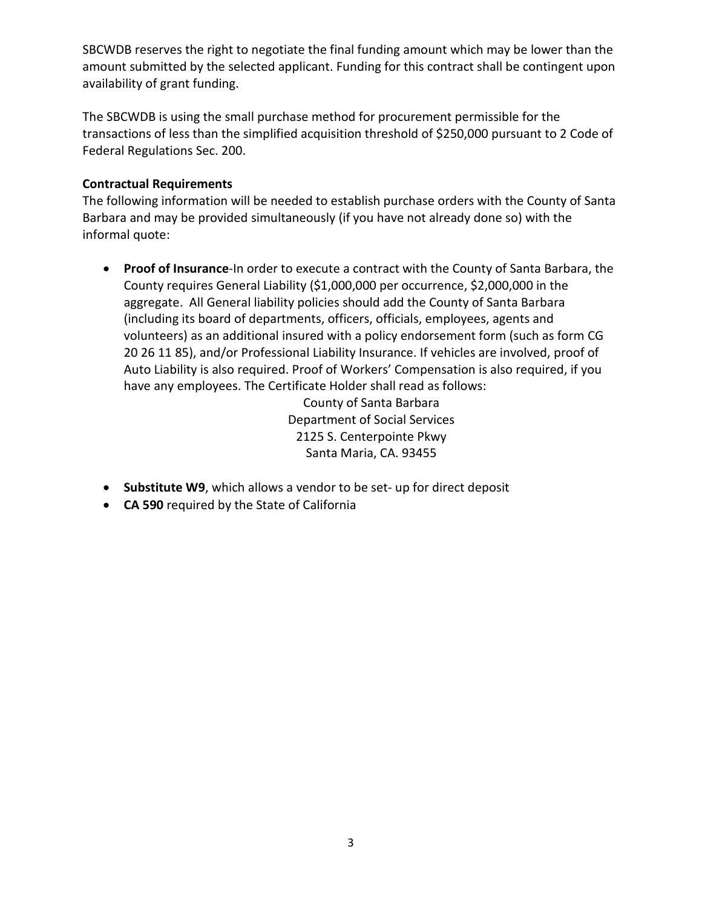SBCWDB reserves the right to negotiate the final funding amount which may be lower than the amount submitted by the selected applicant. Funding for this contract shall be contingent upon availability of grant funding.

The SBCWDB is using the small purchase method for procurement permissible for the transactions of less than the simplified acquisition threshold of $250,000 pursuant to 2 Code of Federal Regulations Sec. 200.

**Contractual Requirements**

The following information will be needed to establish purchase orders with the County of Santa Barbara and may be provided simultaneously (if you have not already done so) with the informal quote:

- **Proof of Insurance**-In order to execute a contract with the County of Santa Barbara, the County requires General Liability ($1,000,000 per occurrence, $2,000,000 in the aggregate. All General liability policies should add the County of Santa Barbara (including its board of departments, officers, officials, employees, agents and volunteers) as an additional insured with a policy endorsement form (such as form CG 20 26 11 85), and/or Professional Liability Insurance. If vehicles are involved, proof of Auto Liability is also required. Proof of Workers' Compensation is also required, if you have any employees. The Certificate Holder shall read as follows:

  County of Santa Barbara
  Department of Social Services
  2125 S. Centerpointe Pkwy
  Santa Maria, CA. 93455

- **Substitute W9**, which allows a vendor to be set- up for direct deposit
- **CA 590** required by the State of California